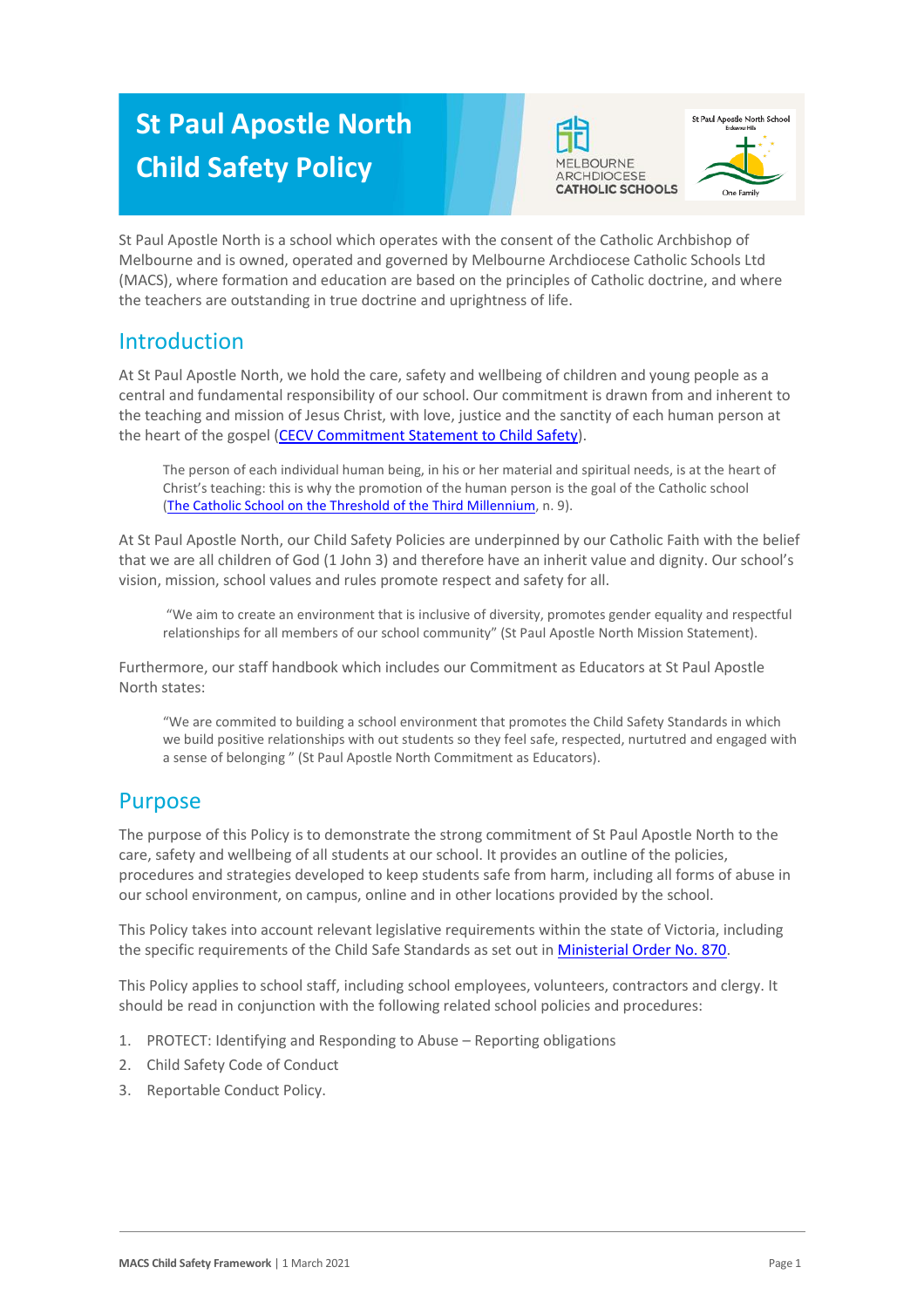# St Paul Apostle North Child Safety Policy

St Paul Apostle North is a school which operates with the consent of the Catholic Archbishop of Melbourne and is owned, operated and governed by Melbourne Archdiocese Catholic Schools Ltd (MACS), where formation and education are based on the principles of Catholic doctrine, and where the teachers are outstanding in true doctrine and uprightness of life.

## Introduction

At St Paul Apostle North, we hold the care, safety and wellbeing of children and young people as a central and fundamental responsibility of our school. Our commitment is drawn from and inherent to the teaching and mission of Jesus Christ, with love, justice and the sanctity of each human person at the heart of the gospel (CECV Commitment Statement to Child Safety).

> The person of each individual human being, in his or her material and spiritual needs, is at the heart of Christ's teaching: this is why the promotion of the human person is the goal of the Catholic school (The Catholic School on the Threshold of the Third Millennium, n. 9).

At St Paul Apostle North, our Child Safety Policies are underpinned by our Catholic Faith with the belief that we are all children of God (1 John 3) and therefore have an inherit value and dignity. Our school's vision, mission, school values and rules promote respect and safety for all.

> "We aim to create an environment that is inclusive of diversity, promotes gender equality and respectful relationships for all members of our school community" (St Paul Apostle North Mission Statement).

Furthermore, our staff handbook which includes our Commitment as Educators at St Paul Apostle North states:

> "We are commited to building a school environment that promotes the Child Safety Standards in which we build positive relationships with out students so they feel safe, respected, nurtutred and engaged with a sense of belonging " (St Paul Apostle North Commitment as Educators).

## Purpose

The purpose of this Policy is to demonstrate the strong commitment of St Paul Apostle North to the care, safety and wellbeing of all students at our school. It provides an outline of the policies, procedures and strategies developed to keep students safe from harm, including all forms of abuse in our school environment, on campus, online and in other locations provided by the school.

This Policy takes into account relevant legislative requirements within the state of Victoria, including the specific requirements of the Child Safe Standards as set out in Ministerial Order No. 870.

This Policy applies to school staff, including school employees, volunteers, contractors and clergy. It should be read in conjunction with the following related school policies and procedures:

1. PROTECT: Identifying and Responding to Abuse – Reporting obligations
2. Child Safety Code of Conduct
3. Reportable Conduct Policy.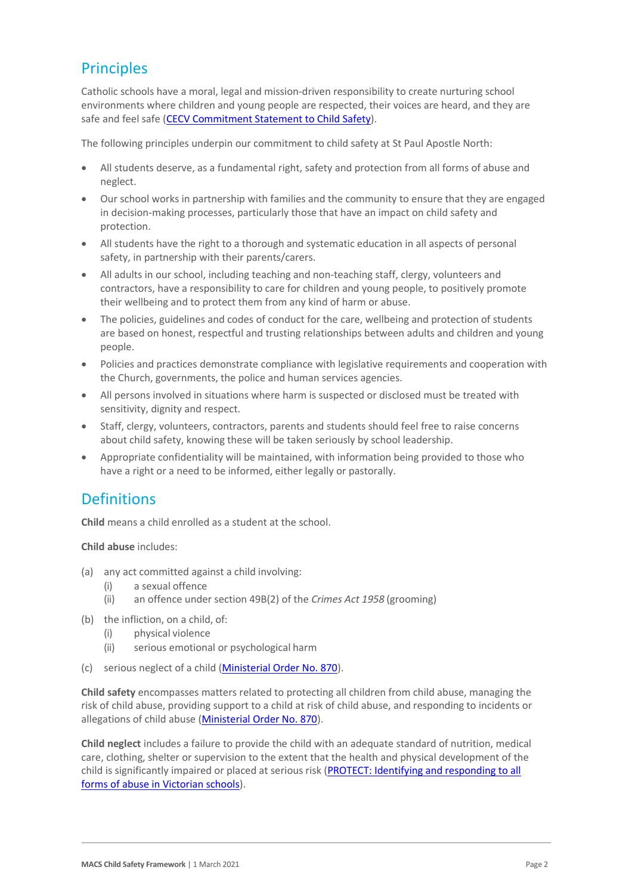## Principles

Catholic schools have a moral, legal and mission-driven responsibility to create nurturing school environments where children and young people are respected, their voices are heard, and they are safe and feel safe ([CECV Commitment Statement to Child Safety](#)).

The following principles underpin our commitment to child safety at St Paul Apostle North:

- All students deserve, as a fundamental right, safety and protection from all forms of abuse and neglect.
- Our school works in partnership with families and the community to ensure that they are engaged in decision-making processes, particularly those that have an impact on child safety and protection.
- All students have the right to a thorough and systematic education in all aspects of personal safety, in partnership with their parents/carers.
- All adults in our school, including teaching and non-teaching staff, clergy, volunteers and contractors, have a responsibility to care for children and young people, to positively promote their wellbeing and to protect them from any kind of harm or abuse.
- The policies, guidelines and codes of conduct for the care, wellbeing and protection of students are based on honest, respectful and trusting relationships between adults and children and young people.
- Policies and practices demonstrate compliance with legislative requirements and cooperation with the Church, governments, the police and human services agencies.
- All persons involved in situations where harm is suspected or disclosed must be treated with sensitivity, dignity and respect.
- Staff, clergy, volunteers, contractors, parents and students should feel free to raise concerns about child safety, knowing these will be taken seriously by school leadership.
- Appropriate confidentiality will be maintained, with information being provided to those who have a right or a need to be informed, either legally or pastorally.

## Definitions

**Child** means a child enrolled as a student at the school.

**Child abuse** includes:

(a) any act committed against a child involving:
  (i) a sexual offence
  (ii) an offence under section 49B(2) of the *Crimes Act 1958* (grooming)

(b) the infliction, on a child, of:
  (i) physical violence
  (ii) serious emotional or psychological harm

(c) serious neglect of a child ([Ministerial Order No. 870](#)).

**Child safety** encompasses matters related to protecting all children from child abuse, managing the risk of child abuse, providing support to a child at risk of child abuse, and responding to incidents or allegations of child abuse ([Ministerial Order No. 870](#)).

**Child neglect** includes a failure to provide the child with an adequate standard of nutrition, medical care, clothing, shelter or supervision to the extent that the health and physical development of the child is significantly impaired or placed at serious risk ([PROTECT: Identifying and responding to all forms of abuse in Victorian schools](#)).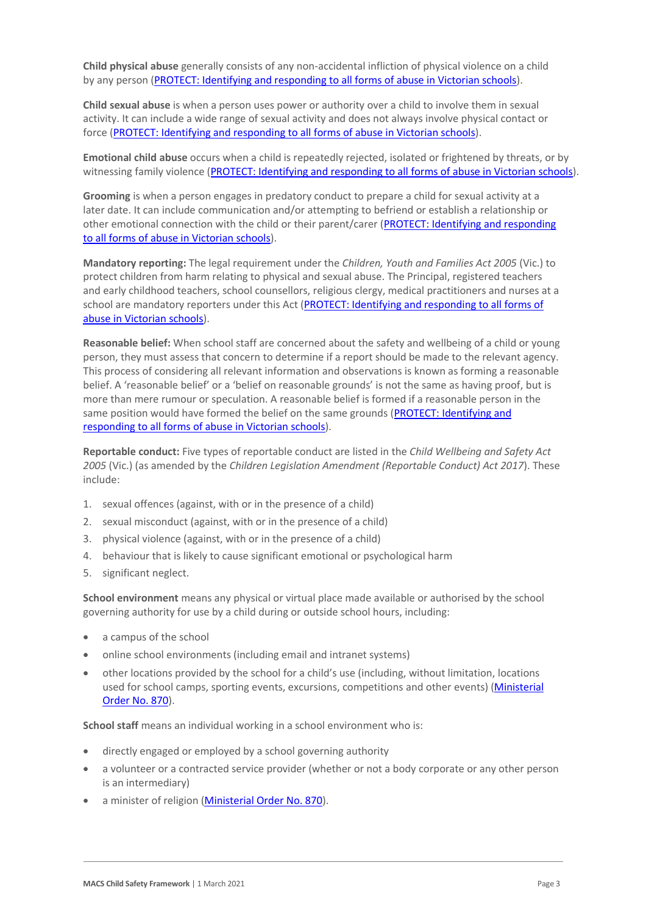**Child physical abuse** generally consists of any non-accidental infliction of physical violence on a child by any person (PROTECT: Identifying and responding to all forms of abuse in Victorian schools).

**Child sexual abuse** is when a person uses power or authority over a child to involve them in sexual activity. It can include a wide range of sexual activity and does not always involve physical contact or force (PROTECT: Identifying and responding to all forms of abuse in Victorian schools).

**Emotional child abuse** occurs when a child is repeatedly rejected, isolated or frightened by threats, or by witnessing family violence (PROTECT: Identifying and responding to all forms of abuse in Victorian schools).

**Grooming** is when a person engages in predatory conduct to prepare a child for sexual activity at a later date. It can include communication and/or attempting to befriend or establish a relationship or other emotional connection with the child or their parent/carer (PROTECT: Identifying and responding to all forms of abuse in Victorian schools).

**Mandatory reporting:** The legal requirement under the *Children, Youth and Families Act 2005* (Vic.) to protect children from harm relating to physical and sexual abuse. The Principal, registered teachers and early childhood teachers, school counsellors, religious clergy, medical practitioners and nurses at a school are mandatory reporters under this Act (PROTECT: Identifying and responding to all forms of abuse in Victorian schools).

**Reasonable belief:** When school staff are concerned about the safety and wellbeing of a child or young person, they must assess that concern to determine if a report should be made to the relevant agency. This process of considering all relevant information and observations is known as forming a reasonable belief. A 'reasonable belief' or a 'belief on reasonable grounds' is not the same as having proof, but is more than mere rumour or speculation. A reasonable belief is formed if a reasonable person in the same position would have formed the belief on the same grounds (PROTECT: Identifying and responding to all forms of abuse in Victorian schools).

**Reportable conduct:** Five types of reportable conduct are listed in the *Child Wellbeing and Safety Act 2005* (Vic.) (as amended by the *Children Legislation Amendment (Reportable Conduct) Act 2017*). These include:

1. sexual offences (against, with or in the presence of a child)
2. sexual misconduct (against, with or in the presence of a child)
3. physical violence (against, with or in the presence of a child)
4. behaviour that is likely to cause significant emotional or psychological harm
5. significant neglect.

**School environment** means any physical or virtual place made available or authorised by the school governing authority for use by a child during or outside school hours, including:

- a campus of the school
- online school environments (including email and intranet systems)
- other locations provided by the school for a child's use (including, without limitation, locations used for school camps, sporting events, excursions, competitions and other events) (Ministerial Order No. 870).

**School staff** means an individual working in a school environment who is:

- directly engaged or employed by a school governing authority
- a volunteer or a contracted service provider (whether or not a body corporate or any other person is an intermediary)
- a minister of religion (Ministerial Order No. 870).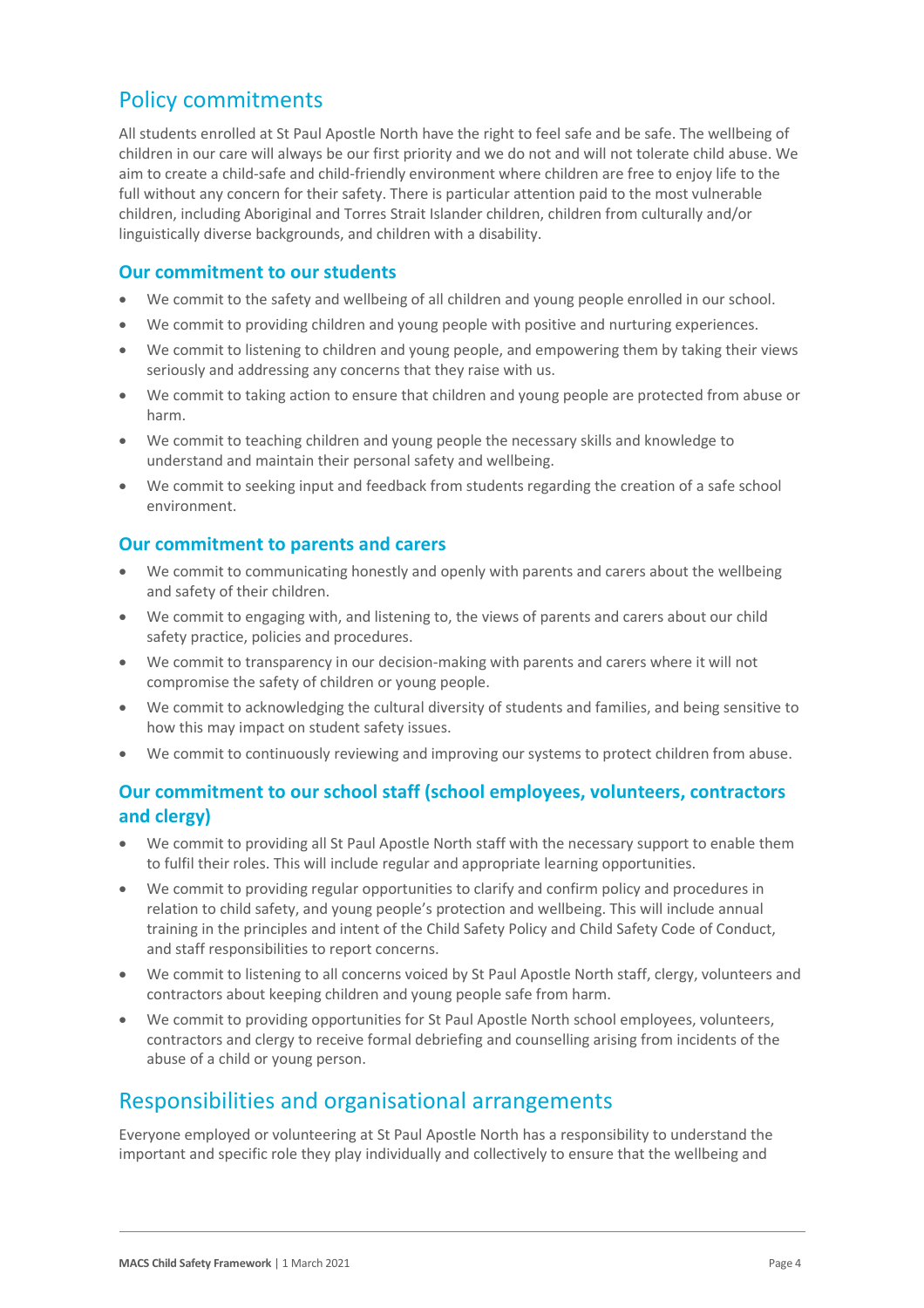## Policy commitments

All students enrolled at St Paul Apostle North have the right to feel safe and be safe. The wellbeing of children in our care will always be our first priority and we do not and will not tolerate child abuse. We aim to create a child-safe and child-friendly environment where children are free to enjoy life to the full without any concern for their safety. There is particular attention paid to the most vulnerable children, including Aboriginal and Torres Strait Islander children, children from culturally and/or linguistically diverse backgrounds, and children with a disability.

### Our commitment to our students

- We commit to the safety and wellbeing of all children and young people enrolled in our school.
- We commit to providing children and young people with positive and nurturing experiences.
- We commit to listening to children and young people, and empowering them by taking their views seriously and addressing any concerns that they raise with us.
- We commit to taking action to ensure that children and young people are protected from abuse or harm.
- We commit to teaching children and young people the necessary skills and knowledge to understand and maintain their personal safety and wellbeing.
- We commit to seeking input and feedback from students regarding the creation of a safe school environment.

### Our commitment to parents and carers

- We commit to communicating honestly and openly with parents and carers about the wellbeing and safety of their children.
- We commit to engaging with, and listening to, the views of parents and carers about our child safety practice, policies and procedures.
- We commit to transparency in our decision-making with parents and carers where it will not compromise the safety of children or young people.
- We commit to acknowledging the cultural diversity of students and families, and being sensitive to how this may impact on student safety issues.
- We commit to continuously reviewing and improving our systems to protect children from abuse.

### Our commitment to our school staff (school employees, volunteers, contractors and clergy)

- We commit to providing all St Paul Apostle North staff with the necessary support to enable them to fulfil their roles. This will include regular and appropriate learning opportunities.
- We commit to providing regular opportunities to clarify and confirm policy and procedures in relation to child safety, and young people's protection and wellbeing. This will include annual training in the principles and intent of the Child Safety Policy and Child Safety Code of Conduct, and staff responsibilities to report concerns.
- We commit to listening to all concerns voiced by St Paul Apostle North staff, clergy, volunteers and contractors about keeping children and young people safe from harm.
- We commit to providing opportunities for St Paul Apostle North school employees, volunteers, contractors and clergy to receive formal debriefing and counselling arising from incidents of the abuse of a child or young person.

## Responsibilities and organisational arrangements

Everyone employed or volunteering at St Paul Apostle North has a responsibility to understand the important and specific role they play individually and collectively to ensure that the wellbeing and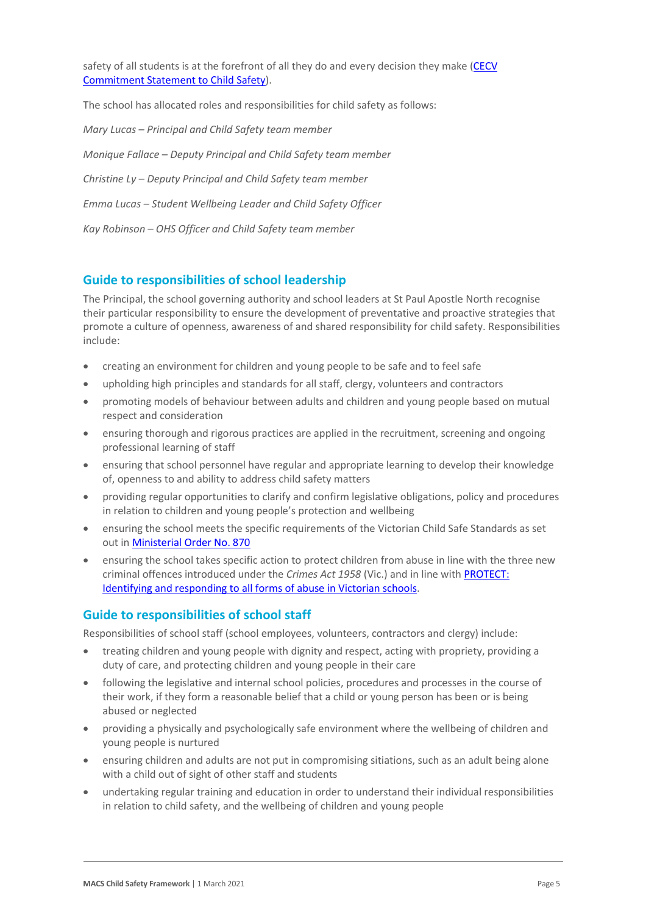safety of all students is at the forefront of all they do and every decision they make (CECV Commitment Statement to Child Safety).

The school has allocated roles and responsibilities for child safety as follows:

*Mary Lucas – Principal and Child Safety team member*

*Monique Fallace – Deputy Principal and Child Safety team member*

*Christine Ly – Deputy Principal and Child Safety team member*

*Emma Lucas – Student Wellbeing Leader and Child Safety Officer*

*Kay Robinson – OHS Officer and Child Safety team member*

## Guide to responsibilities of school leadership

The Principal, the school governing authority and school leaders at St Paul Apostle North recognise their particular responsibility to ensure the development of preventative and proactive strategies that promote a culture of openness, awareness of and shared responsibility for child safety. Responsibilities include:

- creating an environment for children and young people to be safe and to feel safe
- upholding high principles and standards for all staff, clergy, volunteers and contractors
- promoting models of behaviour between adults and children and young people based on mutual respect and consideration
- ensuring thorough and rigorous practices are applied in the recruitment, screening and ongoing professional learning of staff
- ensuring that school personnel have regular and appropriate learning to develop their knowledge of, openness to and ability to address child safety matters
- providing regular opportunities to clarify and confirm legislative obligations, policy and procedures in relation to children and young people's protection and wellbeing
- ensuring the school meets the specific requirements of the Victorian Child Safe Standards as set out in Ministerial Order No. 870
- ensuring the school takes specific action to protect children from abuse in line with the three new criminal offences introduced under the *Crimes Act 1958* (Vic.) and in line with PROTECT: Identifying and responding to all forms of abuse in Victorian schools.

## Guide to responsibilities of school staff

Responsibilities of school staff (school employees, volunteers, contractors and clergy) include:

- treating children and young people with dignity and respect, acting with propriety, providing a duty of care, and protecting children and young people in their care
- following the legislative and internal school policies, procedures and processes in the course of their work, if they form a reasonable belief that a child or young person has been or is being abused or neglected
- providing a physically and psychologically safe environment where the wellbeing of children and young people is nurtured
- ensuring children and adults are not put in compromising sitiations, such as an adult being alone with a child out of sight of other staff and students
- undertaking regular training and education in order to understand their individual responsibilities in relation to child safety, and the wellbeing of children and young people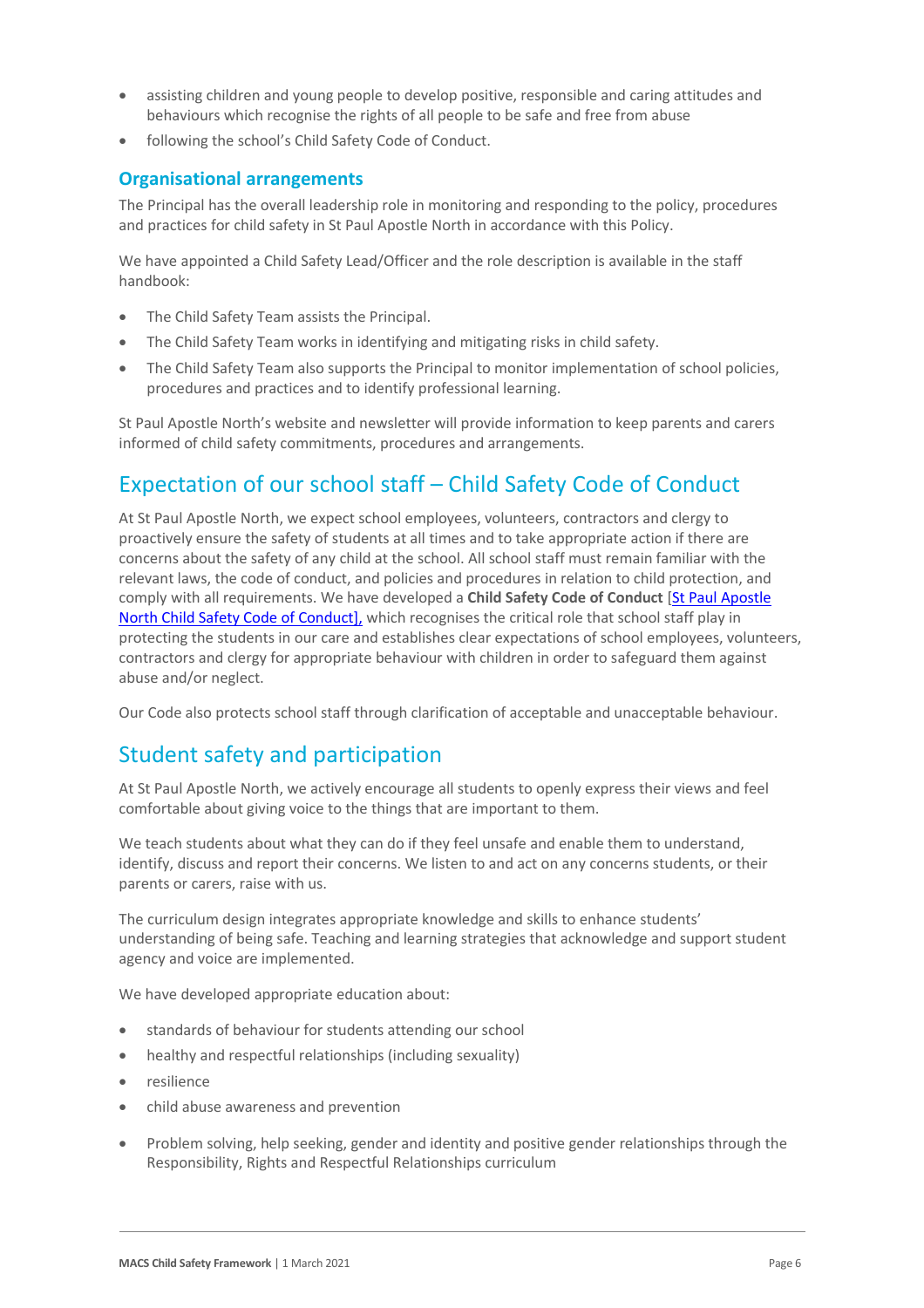- assisting children and young people to develop positive, responsible and caring attitudes and behaviours which recognise the rights of all people to be safe and free from abuse
- following the school's Child Safety Code of Conduct.

### Organisational arrangements

The Principal has the overall leadership role in monitoring and responding to the policy, procedures and practices for child safety in St Paul Apostle North in accordance with this Policy.

We have appointed a Child Safety Lead/Officer and the role description is available in the staff handbook:

- The Child Safety Team assists the Principal.
- The Child Safety Team works in identifying and mitigating risks in child safety.
- The Child Safety Team also supports the Principal to monitor implementation of school policies, procedures and practices and to identify professional learning.

St Paul Apostle North's website and newsletter will provide information to keep parents and carers informed of child safety commitments, procedures and arrangements.

## Expectation of our school staff – Child Safety Code of Conduct

At St Paul Apostle North, we expect school employees, volunteers, contractors and clergy to proactively ensure the safety of students at all times and to take appropriate action if there are concerns about the safety of any child at the school. All school staff must remain familiar with the relevant laws, the code of conduct, and policies and procedures in relation to child protection, and comply with all requirements. We have developed a **Child Safety Code of Conduct** [St Paul Apostle North Child Safety Code of Conduct], which recognises the critical role that school staff play in protecting the students in our care and establishes clear expectations of school employees, volunteers, contractors and clergy for appropriate behaviour with children in order to safeguard them against abuse and/or neglect.

Our Code also protects school staff through clarification of acceptable and unacceptable behaviour.

## Student safety and participation

At St Paul Apostle North, we actively encourage all students to openly express their views and feel comfortable about giving voice to the things that are important to them.

We teach students about what they can do if they feel unsafe and enable them to understand, identify, discuss and report their concerns. We listen to and act on any concerns students, or their parents or carers, raise with us.

The curriculum design integrates appropriate knowledge and skills to enhance students' understanding of being safe. Teaching and learning strategies that acknowledge and support student agency and voice are implemented.

We have developed appropriate education about:

- standards of behaviour for students attending our school
- healthy and respectful relationships (including sexuality)
- resilience
- child abuse awareness and prevention
- Problem solving, help seeking, gender and identity and positive gender relationships through the Responsibility, Rights and Respectful Relationships curriculum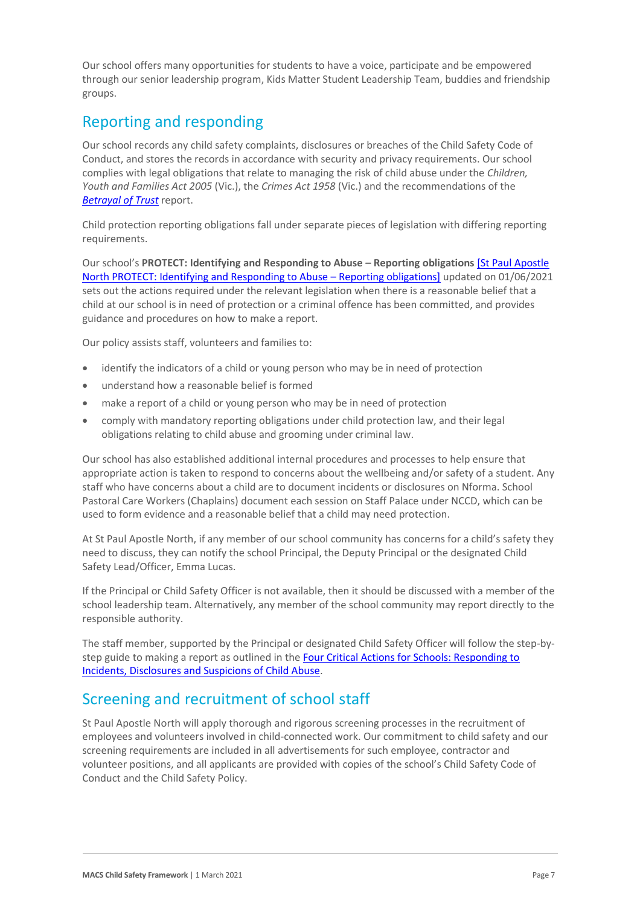Our school offers many opportunities for students to have a voice, participate and be empowered through our senior leadership program, Kids Matter Student Leadership Team, buddies and friendship groups.

## Reporting and responding

Our school records any child safety complaints, disclosures or breaches of the Child Safety Code of Conduct, and stores the records in accordance with security and privacy requirements. Our school complies with legal obligations that relate to managing the risk of child abuse under the *Children, Youth and Families Act 2005* (Vic.), the *Crimes Act 1958* (Vic.) and the recommendations of the ***Betrayal of Trust*** report.

Child protection reporting obligations fall under separate pieces of legislation with differing reporting requirements.

Our school's **PROTECT: Identifying and Responding to Abuse – Reporting obligations** [St Paul Apostle North PROTECT: Identifying and Responding to Abuse – Reporting obligations] updated on 01/06/2021 sets out the actions required under the relevant legislation when there is a reasonable belief that a child at our school is in need of protection or a criminal offence has been committed, and provides guidance and procedures on how to make a report.

Our policy assists staff, volunteers and families to:

- identify the indicators of a child or young person who may be in need of protection
- understand how a reasonable belief is formed
- make a report of a child or young person who may be in need of protection
- comply with mandatory reporting obligations under child protection law, and their legal obligations relating to child abuse and grooming under criminal law.

Our school has also established additional internal procedures and processes to help ensure that appropriate action is taken to respond to concerns about the wellbeing and/or safety of a student. Any staff who have concerns about a child are to document incidents or disclosures on Nforma. School Pastoral Care Workers (Chaplains) document each session on Staff Palace under NCCD, which can be used to form evidence and a reasonable belief that a child may need protection.

At St Paul Apostle North, if any member of our school community has concerns for a child's safety they need to discuss, they can notify the school Principal, the Deputy Principal or the designated Child Safety Lead/Officer, Emma Lucas.

If the Principal or Child Safety Officer is not available, then it should be discussed with a member of the school leadership team. Alternatively, any member of the school community may report directly to the responsible authority.

The staff member, supported by the Principal or designated Child Safety Officer will follow the step-by-step guide to making a report as outlined in the Four Critical Actions for Schools: Responding to Incidents, Disclosures and Suspicions of Child Abuse.

## Screening and recruitment of school staff

St Paul Apostle North will apply thorough and rigorous screening processes in the recruitment of employees and volunteers involved in child-connected work. Our commitment to child safety and our screening requirements are included in all advertisements for such employee, contractor and volunteer positions, and all applicants are provided with copies of the school's Child Safety Code of Conduct and the Child Safety Policy.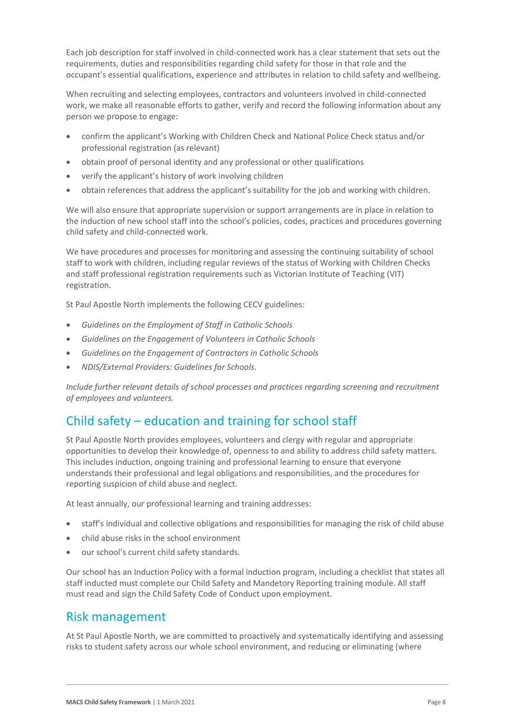Each job description for staff involved in child-connected work has a clear statement that sets out the requirements, duties and responsibilities regarding child safety for those in that role and the occupant's essential qualifications, experience and attributes in relation to child safety and wellbeing.

When recruiting and selecting employees, contractors and volunteers involved in child-connected work, we make all reasonable efforts to gather, verify and record the following information about any person we propose to engage:

- confirm the applicant's Working with Children Check and National Police Check status and/or professional registration (as relevant)
- obtain proof of personal identity and any professional or other qualifications
- verify the applicant's history of work involving children
- obtain references that address the applicant's suitability for the job and working with children.

We will also ensure that appropriate supervision or support arrangements are in place in relation to the induction of new school staff into the school's policies, codes, practices and procedures governing child safety and child-connected work.

We have procedures and processes for monitoring and assessing the continuing suitability of school staff to work with children, including regular reviews of the status of Working with Children Checks and staff professional registration requirements such as Victorian Institute of Teaching (VIT) registration.

St Paul Apostle North implements the following CECV guidelines:

- *Guidelines on the Employment of Staff in Catholic Schools*
- *Guidelines on the Engagement of Volunteers in Catholic Schools*
- *Guidelines on the Engagement of Contractors in Catholic Schools*
- *NDIS/External Providers: Guidelines for Schools*.

*Include further relevant details of school processes and practices regarding screening and recruitment of employees and volunteers.*

## Child safety – education and training for school staff

St Paul Apostle North provides employees, volunteers and clergy with regular and appropriate opportunities to develop their knowledge of, openness to and ability to address child safety matters. This includes induction, ongoing training and professional learning to ensure that everyone understands their professional and legal obligations and responsibilities, and the procedures for reporting suspicion of child abuse and neglect.

At least annually, our professional learning and training addresses:

- staff's individual and collective obligations and responsibilities for managing the risk of child abuse
- child abuse risks in the school environment
- our school's current child safety standards.

Our school has an Induction Policy with a formal induction program, including a checklist that states all staff inducted must complete our Child Safety and Mandetory Reporting training module. All staff must read and sign the Child Safety Code of Conduct upon employment.

## Risk management

At St Paul Apostle North, we are committed to proactively and systematically identifying and assessing risks to student safety across our whole school environment, and reducing or eliminating (where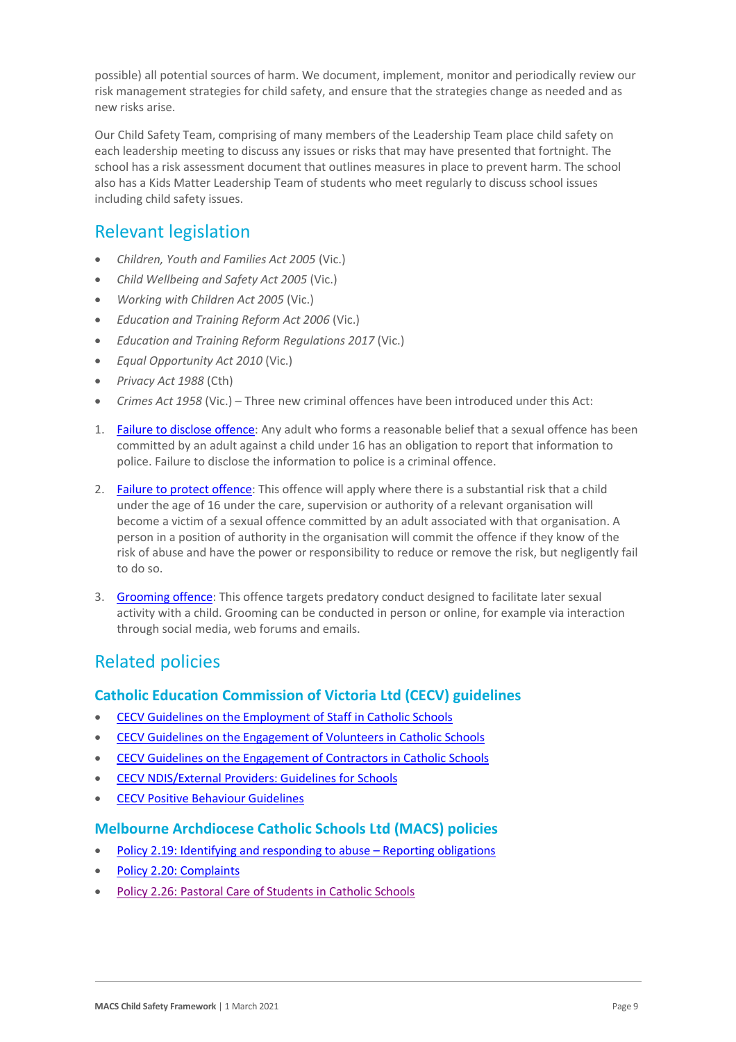possible) all potential sources of harm. We document, implement, monitor and periodically review our risk management strategies for child safety, and ensure that the strategies change as needed and as new risks arise.

Our Child Safety Team, comprising of many members of the Leadership Team place child safety on each leadership meeting to discuss any issues or risks that may have presented that fortnight. The school has a risk assessment document that outlines measures in place to prevent harm. The school also has a Kids Matter Leadership Team of students who meet regularly to discuss school issues including child safety issues.

## Relevant legislation

- *Children, Youth and Families Act 2005* (Vic.)
- *Child Wellbeing and Safety Act 2005* (Vic.)
- *Working with Children Act 2005* (Vic.)
- *Education and Training Reform Act 2006* (Vic.)
- *Education and Training Reform Regulations 2017* (Vic.)
- *Equal Opportunity Act 2010* (Vic.)
- *Privacy Act 1988* (Cth)
- *Crimes Act 1958* (Vic.) – Three new criminal offences have been introduced under this Act:

1. Failure to disclose offence: Any adult who forms a reasonable belief that a sexual offence has been committed by an adult against a child under 16 has an obligation to report that information to police. Failure to disclose the information to police is a criminal offence.
2. Failure to protect offence: This offence will apply where there is a substantial risk that a child under the age of 16 under the care, supervision or authority of a relevant organisation will become a victim of a sexual offence committed by an adult associated with that organisation. A person in a position of authority in the organisation will commit the offence if they know of the risk of abuse and have the power or responsibility to reduce or remove the risk, but negligently fail to do so.
3. Grooming offence: This offence targets predatory conduct designed to facilitate later sexual activity with a child. Grooming can be conducted in person or online, for example via interaction through social media, web forums and emails.

## Related policies

### Catholic Education Commission of Victoria Ltd (CECV) guidelines

- CECV Guidelines on the Employment of Staff in Catholic Schools
- CECV Guidelines on the Engagement of Volunteers in Catholic Schools
- CECV Guidelines on the Engagement of Contractors in Catholic Schools
- CECV NDIS/External Providers: Guidelines for Schools
- CECV Positive Behaviour Guidelines

### Melbourne Archdiocese Catholic Schools Ltd (MACS) policies

- Policy 2.19: Identifying and responding to abuse – Reporting obligations
- Policy 2.20: Complaints
- Policy 2.26: Pastoral Care of Students in Catholic Schools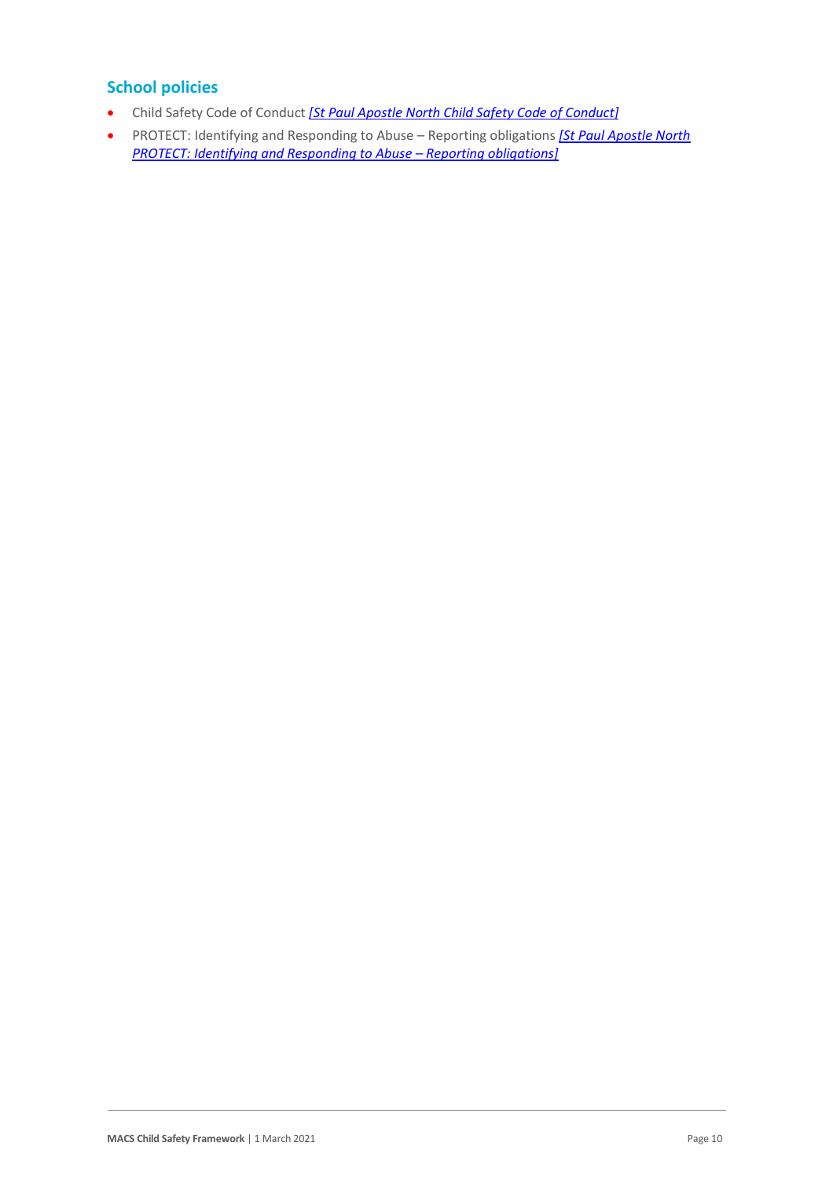## School policies

- Child Safety Code of Conduct *[St Paul Apostle North Child Safety Code of Conduct]*
- PROTECT: Identifying and Responding to Abuse – Reporting obligations *[St Paul Apostle North PROTECT: Identifying and Responding to Abuse – Reporting obligations]*